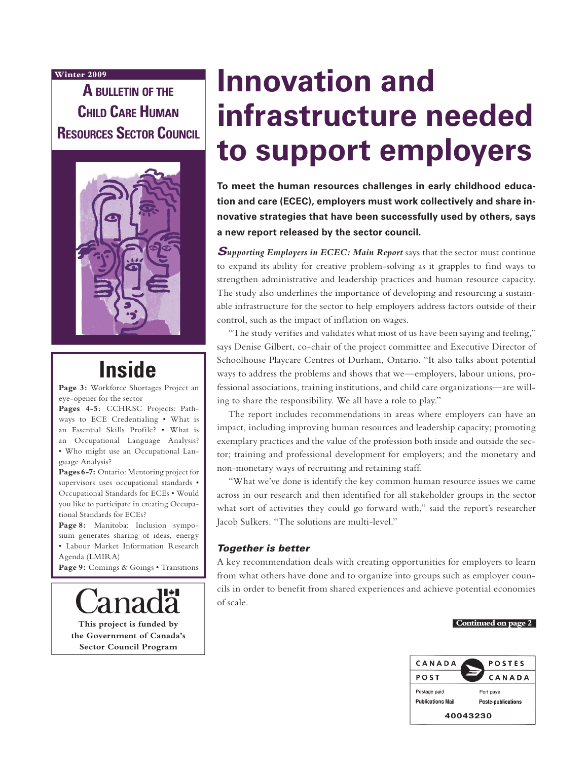Winter 2009

**A BULLETIN OF THE CHILD CARE HUMAN RESOURCES SECTOR COUNCIL**

## Inside

**Page 3:** Workforce Shortages Project an eye-opener for the sector

**Pages 4-5:** CCHRSC Projects: Pathways to ECE Credentialing • What is an Essential Skills Profile? • What is an Occupational Language Analysis? • Who might use an Occupational Language Analysis?

**Pages 6-7:** Ontario: Mentoring project for supervisors uses occupational standards • Occupational Standards for ECEs • Would you like to participate in creating Occupational Standards for ECEs?

**Page 8:** Manitoba: Inclusion symposium generates sharing of ideas, energy • Labour Market Information Research Agenda (LMIRA)

**Page 9:** Comings & Goings • Transitions

Canada

**This project is funded by the Government of Canada's Sector Council Program**

# Innovation and infrastructure needed to support employers

**To meet the human resources challenges in early childhood education and care (ECEC), employers must work collectively and share innovative strategies that have been successfully used by others, says a new report released by the sector council.**

***Supporting Employers in ECEC: Main Report*** says that the sector must continue to expand its ability for creative problem-solving as it grapples to find ways to strengthen administrative and leadership practices and human resource capacity. The study also underlines the importance of developing and resourcing a sustainable infrastructure for the sector to help employers address factors outside of their control, such as the impact of inflation on wages.

"The study verifies and validates what most of us have been saying and feeling," says Denise Gilbert, co-chair of the project committee and Executive Director of Schoolhouse Playcare Centres of Durham, Ontario. "It also talks about potential ways to address the problems and shows that we—employers, labour unions, professional associations, training institutions, and child care organizations—are willing to share the responsibility. We all have a role to play."

The report includes recommendations in areas where employers can have an impact, including improving human resources and leadership capacity; promoting exemplary practices and the value of the profession both inside and outside the sector; training and professional development for employers; and the monetary and non-monetary ways of recruiting and retaining staff.

"What we've done is identify the key common human resource issues we came across in our research and then identified for all stakeholder groups in the sector what sort of activities they could go forward with," said the report's researcher Jacob Sulkers. "The solutions are multi-level."

### *Together is better*

A key recommendation deals with creating opportunities for employers to learn from what others have done and to organize into groups such as employer councils in order to benefit from shared experiences and achieve potential economies of scale.

**Continued on page 2**

CANADA POST POSTES CANADA
Postage paid Port payé
Publications Mail Poste-publications
40043230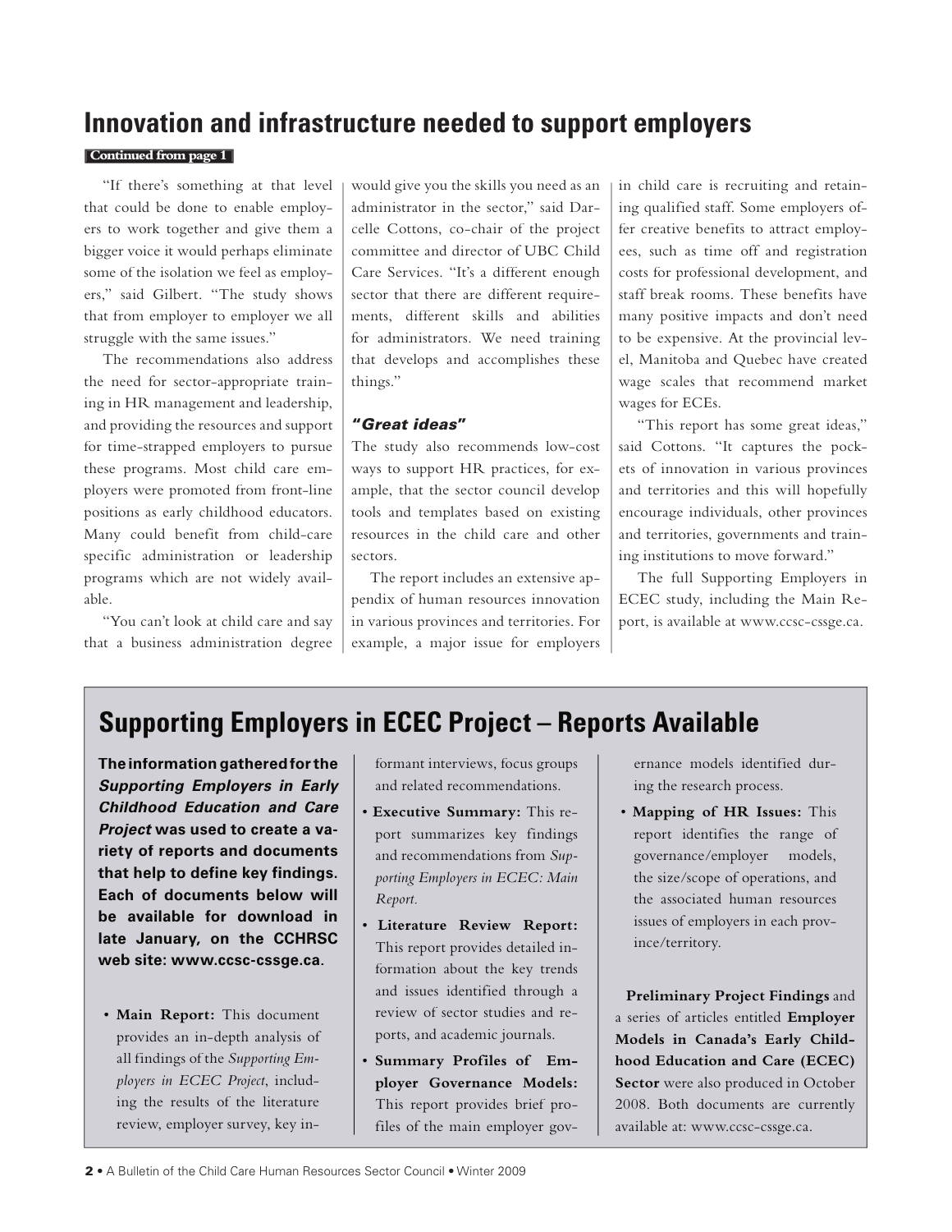## Innovation and infrastructure needed to support employers

**Continued from page 1**

"If there's something at that level that could be done to enable employers to work together and give them a bigger voice it would perhaps eliminate some of the isolation we feel as employers," said Gilbert. "The study shows that from employer to employer we all struggle with the same issues."

The recommendations also address the need for sector-appropriate training in HR management and leadership, and providing the resources and support for time-strapped employers to pursue these programs. Most child care employers were promoted from front-line positions as early childhood educators. Many could benefit from child-care specific administration or leadership programs which are not widely available.

"You can't look at child care and say that a business administration degree would give you the skills you need as an administrator in the sector," said Darcelle Cottons, co-chair of the project committee and director of UBC Child Care Services. "It's a different enough sector that there are different requirements, different skills and abilities for administrators. We need training that develops and accomplishes these things."

### *"Great ideas"*

The study also recommends low-cost ways to support HR practices, for example, that the sector council develop tools and templates based on existing resources in the child care and other sectors.

The report includes an extensive appendix of human resources innovation in various provinces and territories. For example, a major issue for employers in child care is recruiting and retaining qualified staff. Some employers offer creative benefits to attract employees, such as time off and registration costs for professional development, and staff break rooms. These benefits have many positive impacts and don't need to be expensive. At the provincial level, Manitoba and Quebec have created wage scales that recommend market wages for ECEs.

"This report has some great ideas," said Cottons. "It captures the pockets of innovation in various provinces and territories and this will hopefully encourage individuals, other provinces and territories, governments and training institutions to move forward."

The full Supporting Employers in ECEC study, including the Main Report, is available at www.ccsc-cssge.ca.

## Supporting Employers in ECEC Project – Reports Available

**The information gathered for the *Supporting Employers in Early Childhood Education and Care Project* was used to create a variety of reports and documents that help to define key findings. Each of documents below will be available for download in late January, on the CCHRSC web site: www.ccsc-cssge.ca.**

- **Main Report:** This document provides an in-depth analysis of all findings of the *Supporting Employers in ECEC Project*, including the results of the literature review, employer survey, key informant interviews, focus groups and related recommendations.
- **Executive Summary:** This report summarizes key findings and recommendations from *Supporting Employers in ECEC: Main Report.*
- **Literature Review Report:** This report provides detailed information about the key trends and issues identified through a review of sector studies and reports, and academic journals.
- **Summary Profiles of Employer Governance Models:** This report provides brief profiles of the main employer governance models identified during the research process.
- **Mapping of HR Issues:** This report identifies the range of governance/employer models, the size/scope of operations, and the associated human resources issues of employers in each province/territory.

**Preliminary Project Findings** and a series of articles entitled **Employer Models in Canada's Early Childhood Education and Care (ECEC) Sector** were also produced in October 2008. Both documents are currently available at: www.ccsc-cssge.ca.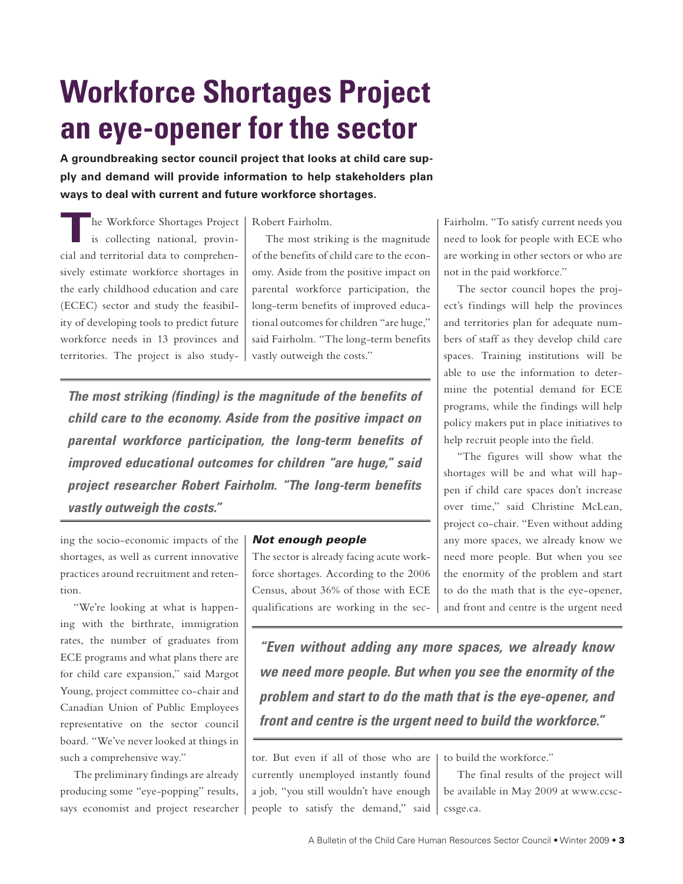# Workforce Shortages Project an eye-opener for the sector

**A groundbreaking sector council project that looks at child care supply and demand will provide information to help stakeholders plan ways to deal with current and future workforce shortages.**

The Workforce Shortages Project is collecting national, provincial and territorial data to comprehensively estimate workforce shortages in the early childhood education and care (ECEC) sector and study the feasibility of developing tools to predict future workforce needs in 13 provinces and territories. The project is also studying the socio-economic impacts of the shortages, as well as current innovative practices around recruitment and retention.

"We're looking at what is happening with the birthrate, immigration rates, the number of graduates from ECE programs and what plans there are for child care expansion," said Margot Young, project committee co-chair and Canadian Union of Public Employees representative on the sector council board. "We've never looked at things in such a comprehensive way."

The preliminary findings are already producing some "eye-popping" results, says economist and project researcher Robert Fairholm.

The most striking is the magnitude of the benefits of child care to the economy. Aside from the positive impact on parental workforce participation, the long-term benefits of improved educational outcomes for children "are huge," said Fairholm. "The long-term benefits vastly outweigh the costs."

> ***The most striking (finding) is the magnitude of the benefits of child care to the economy. Aside from the positive impact on parental workforce participation, the long-term benefits of improved educational outcomes for children "are huge," said project researcher Robert Fairholm. "The long-term benefits vastly outweigh the costs."***

### *Not enough people*

The sector is already facing acute workforce shortages. According to the 2006 Census, about 36% of those with ECE qualifications are working in the sector. But even if all of those who are currently unemployed instantly found a job, "you still wouldn't have enough people to satisfy the demand," said Fairholm. "To satisfy current needs you need to look for people with ECE who are working in other sectors or who are not in the paid workforce."

The sector council hopes the project's findings will help the provinces and territories plan for adequate numbers of staff as they develop child care spaces. Training institutions will be able to use the information to determine the potential demand for ECE programs, while the findings will help policy makers put in place initiatives to help recruit people into the field.

"The figures will show what the shortages will be and what will happen if child care spaces don't increase over time," said Christine McLean, project co-chair. "Even without adding any more spaces, we already know we need more people. But when you see the enormity of the problem and start to do the math that is the eye-opener, and front and centre is the urgent need to build the workforce."

> ***"Even without adding any more spaces, we already know we need more people. But when you see the enormity of the problem and start to do the math that is the eye-opener, and front and centre is the urgent need to build the workforce."***

The final results of the project will be available in May 2009 at www.ccsc-cssge.ca.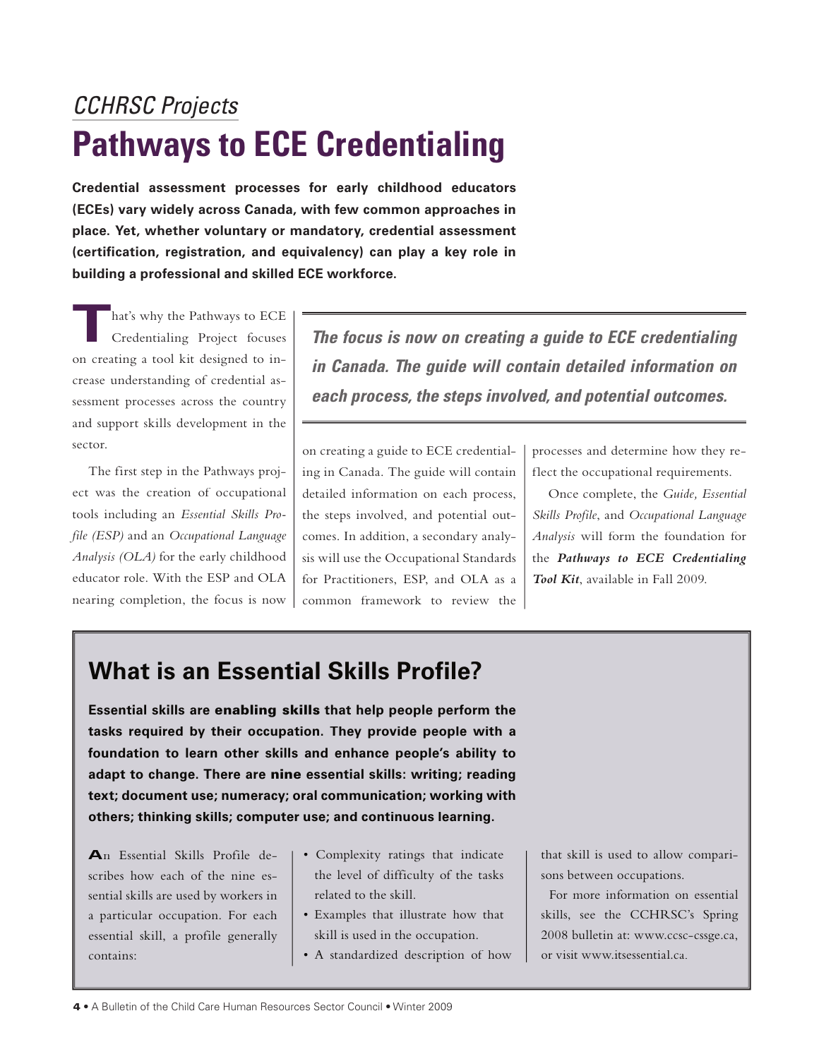*CCHRSC Projects*

# Pathways to ECE Credentialing

**Credential assessment processes for early childhood educators (ECEs) vary widely across Canada, with few common approaches in place. Yet, whether voluntary or mandatory, credential assessment (certification, registration, and equivalency) can play a key role in building a professional and skilled ECE workforce.**

That's why the Pathways to ECE Credentialing Project focuses on creating a tool kit designed to increase understanding of credential assessment processes across the country and support skills development in the sector.

The first step in the Pathways project was the creation of occupational tools including an *Essential Skills Profile (ESP)* and an *Occupational Language Analysis (OLA)* for the early childhood educator role. With the ESP and OLA nearing completion, the focus is now on creating a guide to ECE credentialing in Canada. The guide will contain detailed information on each process, the steps involved, and potential outcomes. In addition, a secondary analysis will use the Occupational Standards for Practitioners, ESP, and OLA as a common framework to review the processes and determine how they reflect the occupational requirements.

> ***The focus is now on creating a guide to ECE credentialing in Canada. The guide will contain detailed information on each process, the steps involved, and potential outcomes.***

Once complete, the *Guide, Essential Skills Profile*, and *Occupational Language Analysis* will form the foundation for the ***Pathways to ECE Credentialing Tool Kit***, available in Fall 2009.

## What is an Essential Skills Profile?

**Essential skills are enabling skills that help people perform the tasks required by their occupation. They provide people with a foundation to learn other skills and enhance people's ability to adapt to change. There are nine essential skills: writing; reading text; document use; numeracy; oral communication; working with others; thinking skills; computer use; and continuous learning.**

An Essential Skills Profile describes how each of the nine essential skills are used by workers in a particular occupation. For each essential skill, a profile generally contains:

- Complexity ratings that indicate the level of difficulty of the tasks related to the skill.
- Examples that illustrate how that skill is used in the occupation.
- A standardized description of how that skill is used to allow comparisons between occupations.

For more information on essential skills, see the CCHRSC's Spring 2008 bulletin at: www.ccsc-cssge.ca, or visit www.itsessential.ca.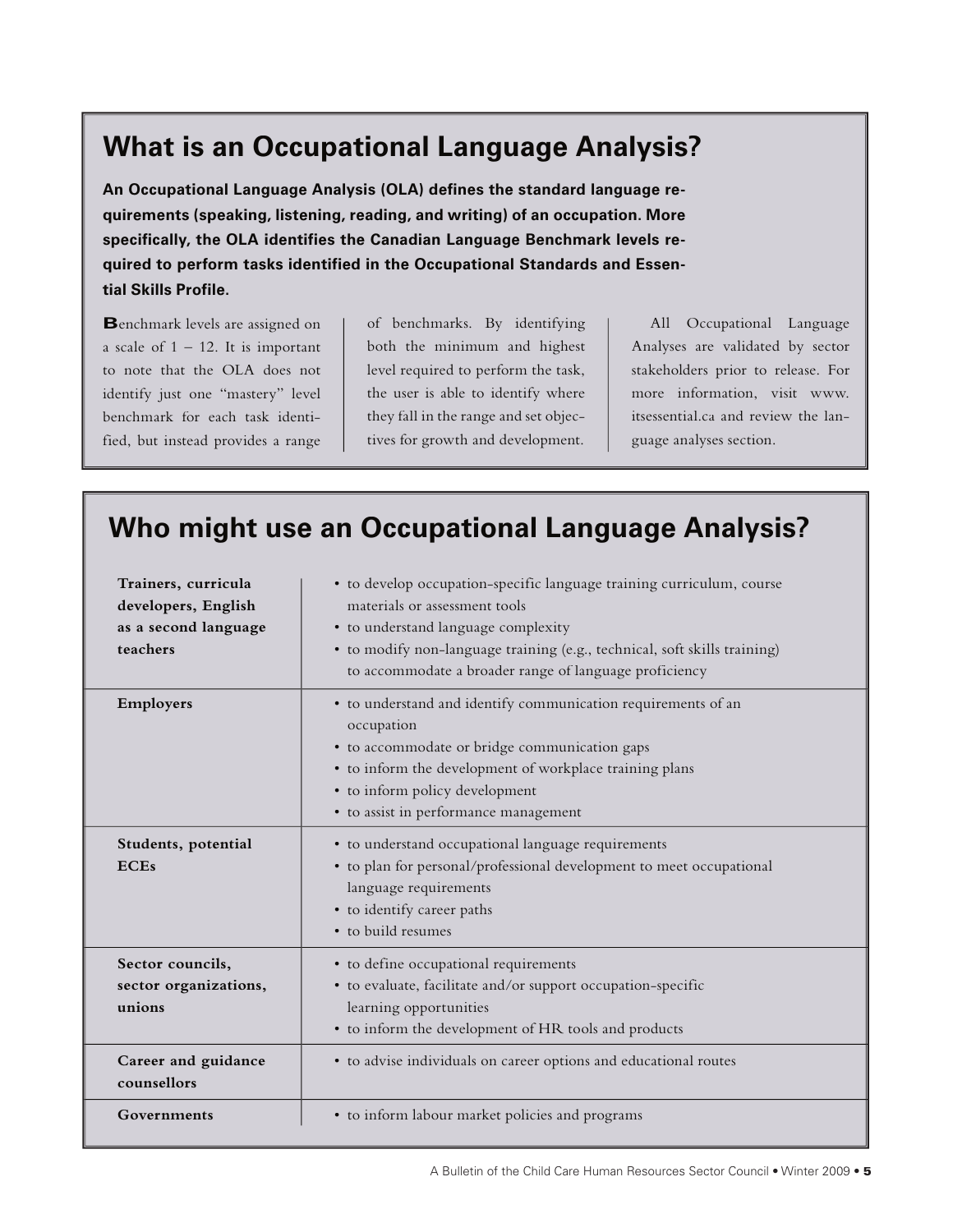## What is an Occupational Language Analysis?

**An Occupational Language Analysis (OLA) defines the standard language requirements (speaking, listening, reading, and writing) of an occupation. More specifically, the OLA identifies the Canadian Language Benchmark levels required to perform tasks identified in the Occupational Standards and Essential Skills Profile.**

Benchmark levels are assigned on a scale of 1 – 12. It is important to note that the OLA does not identify just one "mastery" level benchmark for each task identified, but instead provides a range of benchmarks. By identifying both the minimum and highest level required to perform the task, the user is able to identify where they fall in the range and set objectives for growth and development.

All Occupational Language Analyses are validated by sector stakeholders prior to release. For more information, visit www.itsessential.ca and review the language analyses section.

## Who might use an Occupational Language Analysis?

| | |
|---|---|
| **Trainers, curricula developers, English as a second language teachers** | • to develop occupation-specific language training curriculum, course materials or assessment tools<br>• to understand language complexity<br>• to modify non-language training (e.g., technical, soft skills training) to accommodate a broader range of language proficiency |
| **Employers** | • to understand and identify communication requirements of an occupation<br>• to accommodate or bridge communication gaps<br>• to inform the development of workplace training plans<br>• to inform policy development<br>• to assist in performance management |
| **Students, potential ECEs** | • to understand occupational language requirements<br>• to plan for personal/professional development to meet occupational language requirements<br>• to identify career paths<br>• to build resumes |
| **Sector councils, sector organizations, unions** | • to define occupational requirements<br>• to evaluate, facilitate and/or support occupation-specific learning opportunities<br>• to inform the development of HR tools and products |
| **Career and guidance counsellors** | • to advise individuals on career options and educational routes |
| **Governments** | • to inform labour market policies and programs |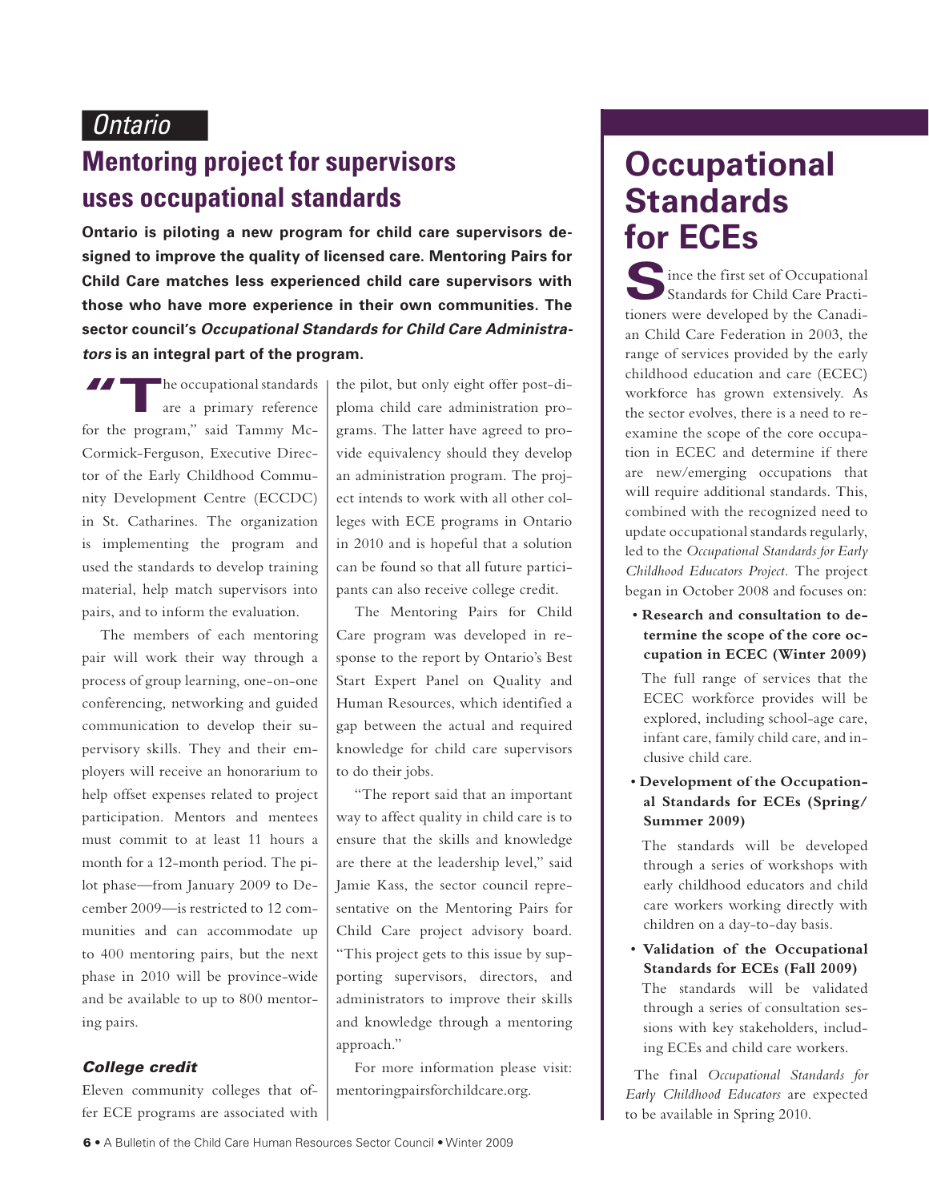*Ontario*

## Mentoring project for supervisors uses occupational standards

**Ontario is piloting a new program for child care supervisors designed to improve the quality of licensed care. Mentoring Pairs for Child Care matches less experienced child care supervisors with those who have more experience in their own communities. The sector council's *Occupational Standards for Child Care Administrators* is an integral part of the program.**

"The occupational standards are a primary reference for the program," said Tammy McCormick-Ferguson, Executive Director of the Early Childhood Community Development Centre (ECCDC) in St. Catharines. The organization is implementing the program and used the standards to develop training material, help match supervisors into pairs, and to inform the evaluation.

The members of each mentoring pair will work their way through a process of group learning, one-on-one conferencing, networking and guided communication to develop their supervisory skills. They and their employers will receive an honorarium to help offset expenses related to project participation. Mentors and mentees must commit to at least 11 hours a month for a 12-month period. The pilot phase—from January 2009 to December 2009—is restricted to 12 communities and can accommodate up to 400 mentoring pairs, but the next phase in 2010 will be province-wide and be available to up to 800 mentoring pairs.

### *College credit*

Eleven community colleges that offer ECE programs are associated with the pilot, but only eight offer post-diploma child care administration programs. The latter have agreed to provide equivalency should they develop an administration program. The project intends to work with all other colleges with ECE programs in Ontario in 2010 and is hopeful that a solution can be found so that all future participants can also receive college credit.

The Mentoring Pairs for Child Care program was developed in response to the report by Ontario's Best Start Expert Panel on Quality and Human Resources, which identified a gap between the actual and required knowledge for child care supervisors to do their jobs.

"The report said that an important way to affect quality in child care is to ensure that the skills and knowledge are there at the leadership level," said Jamie Kass, the sector council representative on the Mentoring Pairs for Child Care project advisory board. "This project gets to this issue by supporting supervisors, directors, and administrators to improve their skills and knowledge through a mentoring approach."

For more information please visit: mentoringpairsforchildcare.org.

## Occupational Standards for ECEs

Since the first set of Occupational Standards for Child Care Practitioners were developed by the Canadian Child Care Federation in 2003, the range of services provided by the early childhood education and care (ECEC) workforce has grown extensively. As the sector evolves, there is a need to re-examine the scope of the core occupation in ECEC and determine if there are new/emerging occupations that will require additional standards. This, combined with the recognized need to update occupational standards regularly, led to the *Occupational Standards for Early Childhood Educators Project*. The project began in October 2008 and focuses on:

- **Research and consultation to determine the scope of the core occupation in ECEC (Winter 2009)**

  The full range of services that the ECEC workforce provides will be explored, including school-age care, infant care, family child care, and inclusive child care.

- **Development of the Occupational Standards for ECEs (Spring/Summer 2009)**

  The standards will be developed through a series of workshops with early childhood educators and child care workers working directly with children on a day-to-day basis.

- **Validation of the Occupational Standards for ECEs (Fall 2009)**

  The standards will be validated through a series of consultation sessions with key stakeholders, including ECEs and child care workers.

The final *Occupational Standards for Early Childhood Educators* are expected to be available in Spring 2010.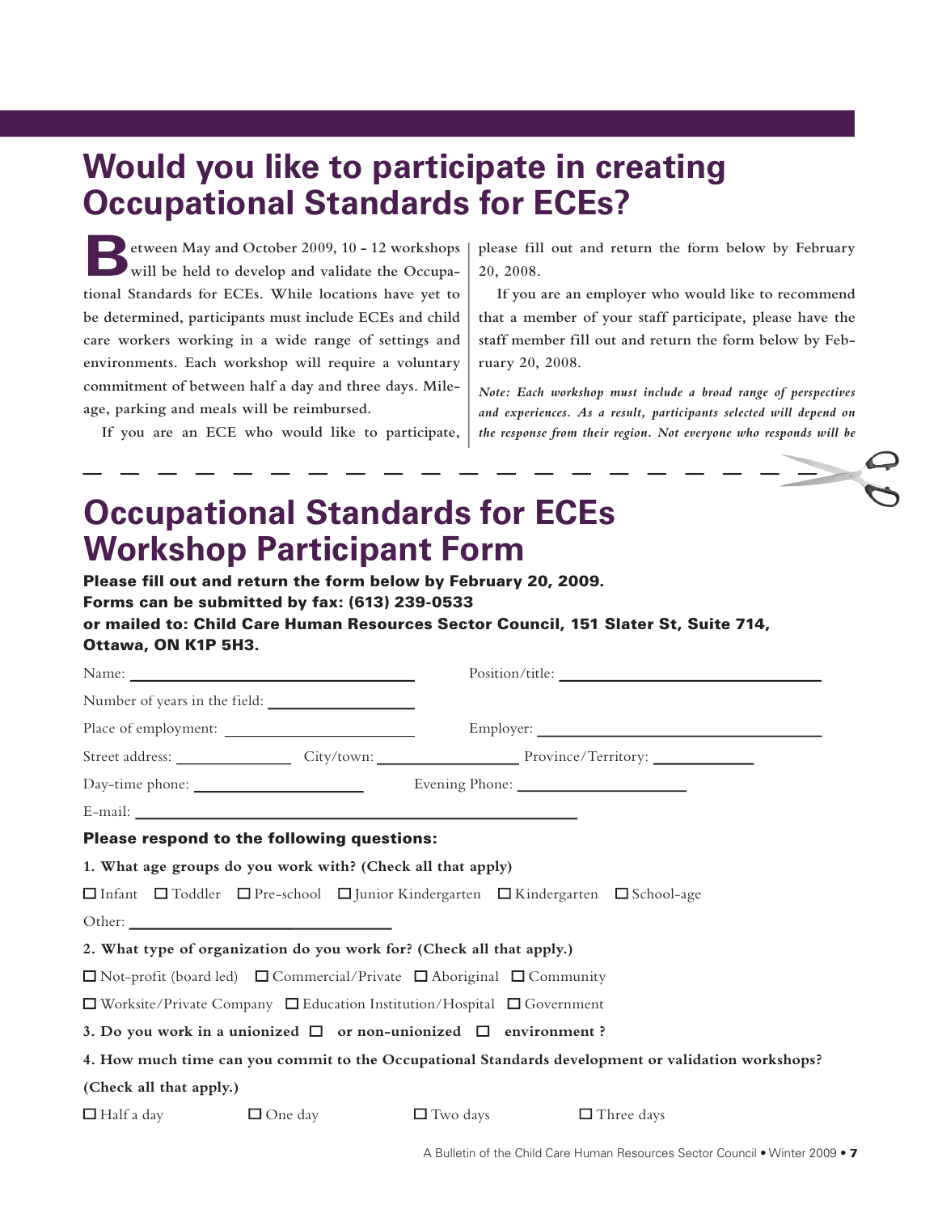# Would you like to participate in creating Occupational Standards for ECEs?

Between May and October 2009, 10 - 12 workshops will be held to develop and validate the Occupational Standards for ECEs. While locations have yet to be determined, participants must include ECEs and child care workers working in a wide range of settings and environments. Each workshop will require a voluntary commitment of between half a day and three days. Mileage, parking and meals will be reimbursed.

If you are an ECE who would like to participate, please fill out and return the form below by February 20, 2008.

If you are an employer who would like to recommend that a member of your staff participate, please have the staff member fill out and return the form below by February 20, 2008.

*Note: Each workshop must include a broad range of perspectives and experiences. As a result, participants selected will depend on the response from their region. Not everyone who responds will be*

---

# Occupational Standards for ECEs Workshop Participant Form

**Please fill out and return the form below by February 20, 2009.**
**Forms can be submitted by fax: (613) 239-0533**
**or mailed to: Child Care Human Resources Sector Council, 151 Slater St, Suite 714, Ottawa, ON K1P 5H3.**

Name: ____________________ Position/title: ____________________

Number of years in the field: ____________

Place of employment: ____________________ Employer: ____________________

Street address: __________ City/town: ____________ Province/Territory: __________

Day-time phone: ____________________ Evening Phone: ____________________

E-mail: ________________________________________

**Please respond to the following questions:**

**1. What age groups do you work with? (Check all that apply)**

☐ Infant ☐ Toddler ☐ Pre-school ☐ Junior Kindergarten ☐ Kindergarten ☐ School-age

Other: ____________________

**2. What type of organization do you work for? (Check all that apply.)**

☐ Not-profit (board led) ☐ Commercial/Private ☐ Aboriginal ☐ Community

☐ Worksite/Private Company ☐ Education Institution/Hospital ☐ Government

**3. Do you work in a unionized ☐ or non-unionized ☐ environment ?**

**4. How much time can you commit to the Occupational Standards development or validation workshops? (Check all that apply.)**

☐ Half a day ☐ One day ☐ Two days ☐ Three days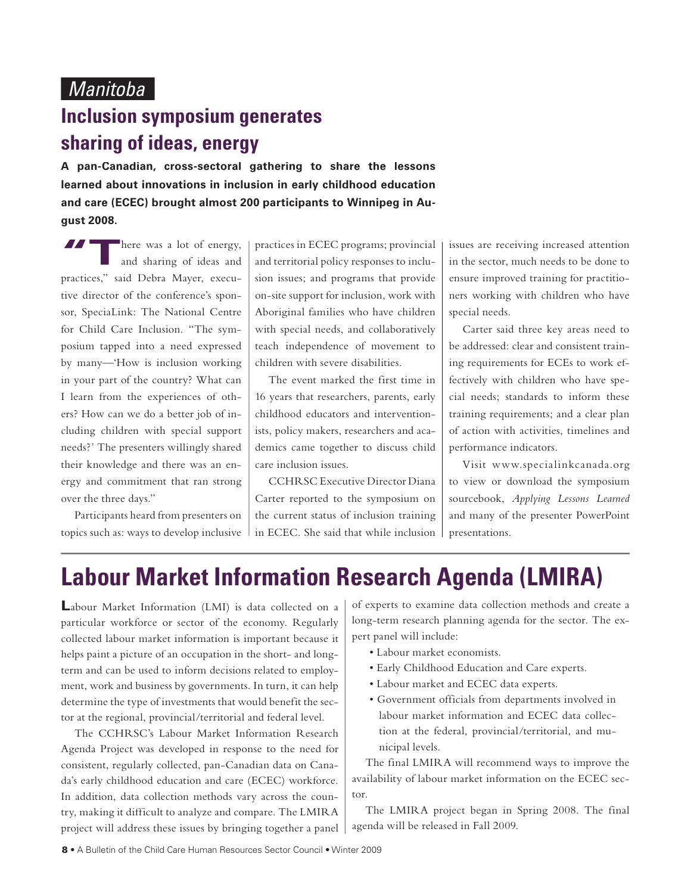*Manitoba*

## Inclusion symposium generates sharing of ideas, energy

**A pan-Canadian, cross-sectoral gathering to share the lessons learned about innovations in inclusion in early childhood education and care (ECEC) brought almost 200 participants to Winnipeg in August 2008.**

"There was a lot of energy, and sharing of ideas and practices," said Debra Mayer, executive director of the conference's sponsor, SpeciaLink: The National Centre for Child Care Inclusion. "The symposium tapped into a need expressed by many—'How is inclusion working in your part of the country? What can I learn from the experiences of others? How can we do a better job of including children with special support needs?' The presenters willingly shared their knowledge and there was an energy and commitment that ran strong over the three days."

Participants heard from presenters on topics such as: ways to develop inclusive practices in ECEC programs; provincial and territorial policy responses to inclusion issues; and programs that provide on-site support for inclusion, work with Aboriginal families who have children with special needs, and collaboratively teach independence of movement to children with severe disabilities.

The event marked the first time in 16 years that researchers, parents, early childhood educators and interventionists, policy makers, researchers and academics came together to discuss child care inclusion issues.

CCHRSC Executive Director Diana Carter reported to the symposium on the current status of inclusion training in ECEC. She said that while inclusion issues are receiving increased attention in the sector, much needs to be done to ensure improved training for practitioners working with children who have special needs.

Carter said three key areas need to be addressed: clear and consistent training requirements for ECEs to work effectively with children who have special needs; standards to inform these training requirements; and a clear plan of action with activities, timelines and performance indicators.

Visit www.specialinkcanada.org to view or download the symposium sourcebook, *Applying Lessons Learned* and many of the presenter PowerPoint presentations.

# Labour Market Information Research Agenda (LMIRA)

Labour Market Information (LMI) is data collected on a particular workforce or sector of the economy. Regularly collected labour market information is important because it helps paint a picture of an occupation in the short- and long-term and can be used to inform decisions related to employment, work and business by governments. In turn, it can help determine the type of investments that would benefit the sector at the regional, provincial/territorial and federal level.

The CCHRSC's Labour Market Information Research Agenda Project was developed in response to the need for consistent, regularly collected, pan-Canadian data on Canada's early childhood education and care (ECEC) workforce. In addition, data collection methods vary across the country, making it difficult to analyze and compare. The LMIRA project will address these issues by bringing together a panel of experts to examine data collection methods and create a long-term research planning agenda for the sector. The expert panel will include:

- Labour market economists.
- Early Childhood Education and Care experts.
- Labour market and ECEC data experts.
- Government officials from departments involved in labour market information and ECEC data collection at the federal, provincial/territorial, and municipal levels.

The final LMIRA will recommend ways to improve the availability of labour market information on the ECEC sector.

The LMIRA project began in Spring 2008. The final agenda will be released in Fall 2009.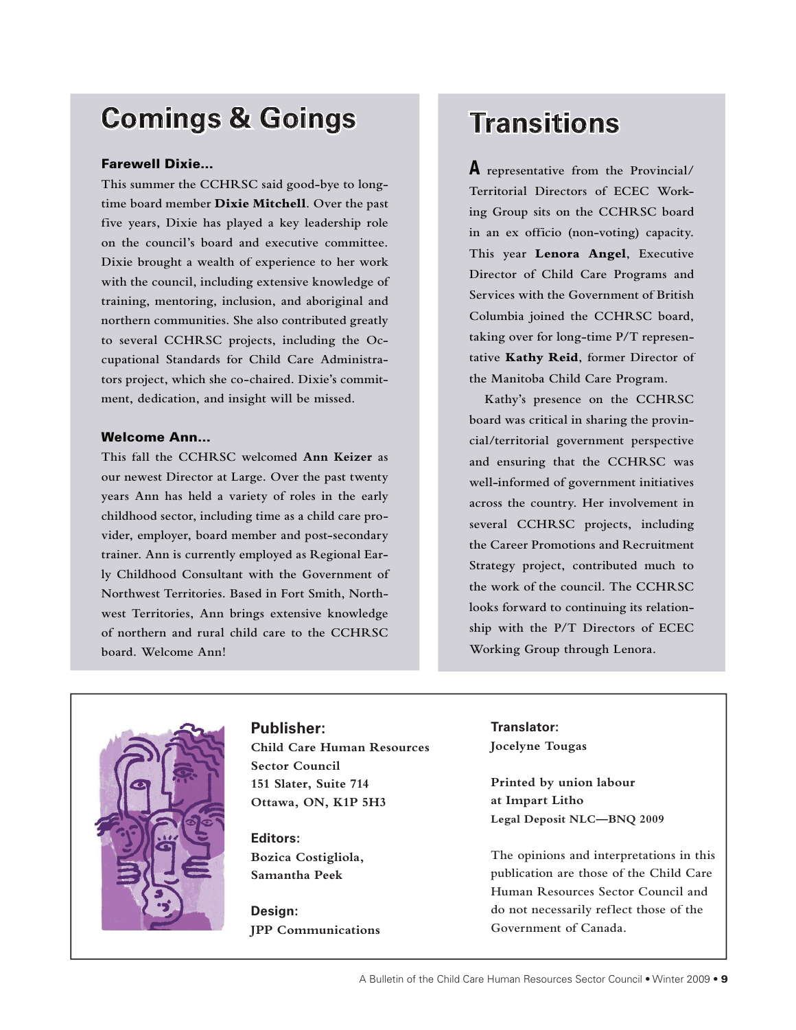# Comings & Goings

### Farewell Dixie…

This summer the CCHRSC said good-bye to long-time board member **Dixie Mitchell**. Over the past five years, Dixie has played a key leadership role on the council's board and executive committee. Dixie brought a wealth of experience to her work with the council, including extensive knowledge of training, mentoring, inclusion, and aboriginal and northern communities. She also contributed greatly to several CCHRSC projects, including the Occupational Standards for Child Care Administrators project, which she co-chaired. Dixie's commitment, dedication, and insight will be missed.

### Welcome Ann…

This fall the CCHRSC welcomed **Ann Keizer** as our newest Director at Large. Over the past twenty years Ann has held a variety of roles in the early childhood sector, including time as a child care provider, employer, board member and post-secondary trainer. Ann is currently employed as Regional Early Childhood Consultant with the Government of Northwest Territories. Based in Fort Smith, Northwest Territories, Ann brings extensive knowledge of northern and rural child care to the CCHRSC board. Welcome Ann!

# Transitions

A representative from the Provincial/Territorial Directors of ECEC Working Group sits on the CCHRSC board in an ex officio (non-voting) capacity. This year **Lenora Angel**, Executive Director of Child Care Programs and Services with the Government of British Columbia joined the CCHRSC board, taking over for long-time P/T representative **Kathy Reid**, former Director of the Manitoba Child Care Program.

Kathy's presence on the CCHRSC board was critical in sharing the provincial/territorial government perspective and ensuring that the CCHRSC was well-informed of government initiatives across the country. Her involvement in several CCHRSC projects, including the Career Promotions and Recruitment Strategy project, contributed much to the work of the council. The CCHRSC looks forward to continuing its relationship with the P/T Directors of ECEC Working Group through Lenora.

---

**Publisher:**
Child Care Human Resources Sector Council
151 Slater, Suite 714
Ottawa, ON, K1P 5H3

**Editors:**
Bozica Costigliola,
Samantha Peek

**Design:**
JPP Communications

**Translator:**
Jocelyne Tougas

Printed by union labour
at Impart Litho
Legal Deposit NLC—BNQ 2009

The opinions and interpretations in this publication are those of the Child Care Human Resources Sector Council and do not necessarily reflect those of the Government of Canada.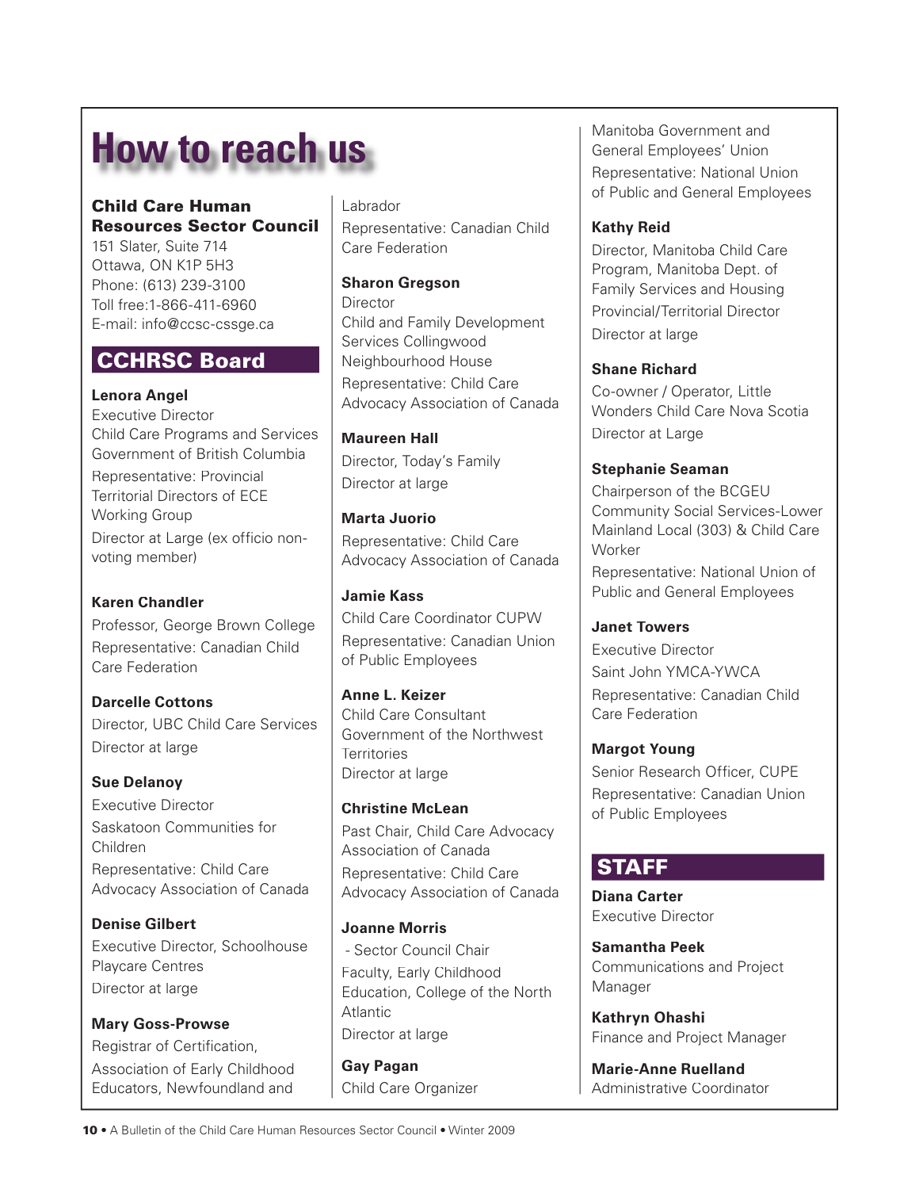# How to reach us

**Child Care Human Resources Sector Council**
151 Slater, Suite 714
Ottawa, ON K1P 5H3
Phone: (613) 239-3100
Toll free:1-866-411-6960
E-mail: info@ccsc-cssge.ca

## CCHRSC Board

**Lenora Angel**
Executive Director
Child Care Programs and Services
Government of British Columbia
Representative: Provincial Territorial Directors of ECE Working Group
Director at Large (ex officio non-voting member)

**Karen Chandler**
Professor, George Brown College
Representative: Canadian Child Care Federation

**Darcelle Cottons**
Director, UBC Child Care Services
Director at large

**Sue Delanoy**
Executive Director
Saskatoon Communities for Children
Representative: Child Care Advocacy Association of Canada

**Denise Gilbert**
Executive Director, Schoolhouse Playcare Centres
Director at large

**Mary Goss-Prowse**
Registrar of Certification, Association of Early Childhood Educators, Newfoundland and Labrador
Representative: Canadian Child Care Federation

**Sharon Gregson**
Director
Child and Family Development Services Collingwood Neighbourhood House
Representative: Child Care Advocacy Association of Canada

**Maureen Hall**
Director, Today's Family
Director at large

**Marta Juorio**
Representative: Child Care Advocacy Association of Canada

**Jamie Kass**
Child Care Coordinator CUPW
Representative: Canadian Union of Public Employees

**Anne L. Keizer**
Child Care Consultant
Government of the Northwest Territories
Director at large

**Christine McLean**
Past Chair, Child Care Advocacy Association of Canada
Representative: Child Care Advocacy Association of Canada

**Joanne Morris**
- Sector Council Chair
Faculty, Early Childhood Education, College of the North Atlantic
Director at large

**Gay Pagan**
Child Care Organizer
Manitoba Government and General Employees' Union
Representative: National Union of Public and General Employees

**Kathy Reid**
Director, Manitoba Child Care Program, Manitoba Dept. of Family Services and Housing
Provincial/Territorial Director
Director at large

**Shane Richard**
Co-owner / Operator, Little Wonders Child Care Nova Scotia
Director at Large

**Stephanie Seaman**
Chairperson of the BCGEU Community Social Services-Lower Mainland Local (303) & Child Care Worker
Representative: National Union of Public and General Employees

**Janet Towers**
Executive Director
Saint John YMCA-YWCA
Representative: Canadian Child Care Federation

**Margot Young**
Senior Research Officer, CUPE
Representative: Canadian Union of Public Employees

## STAFF

**Diana Carter**
Executive Director

**Samantha Peek**
Communications and Project Manager

**Kathryn Ohashi**
Finance and Project Manager

**Marie-Anne Ruelland**
Administrative Coordinator